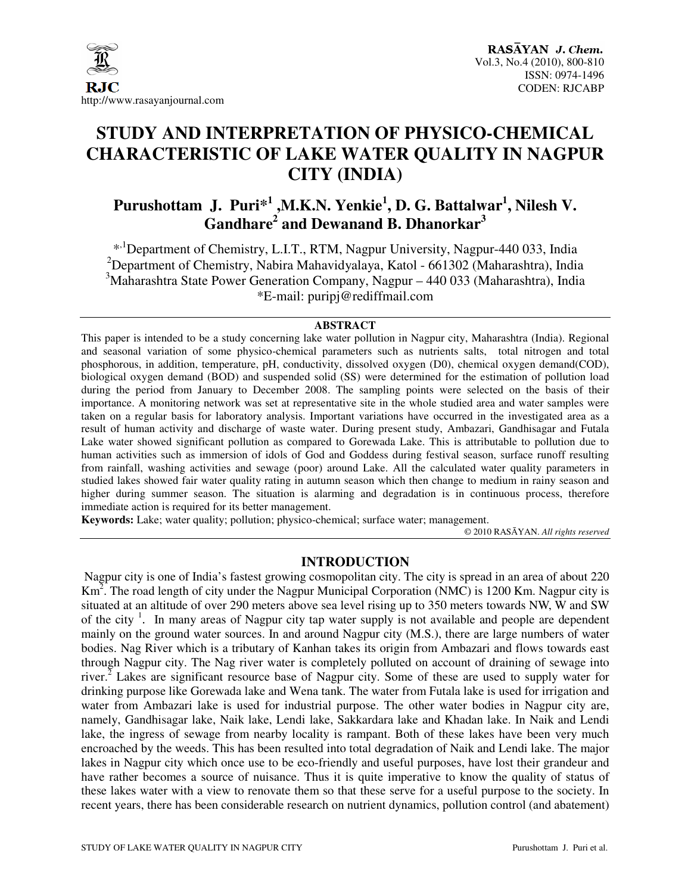# STUDY AND INTERPRETATION OF PHYSICO-CHEMICAL CHARACTERISTIC OF LAKE WATER QUALITY IN NAGPUR CITY (INDIA)

**Purushottam J. Puri*[1], M.K.N. Yenkie[1], D. G. Battalwar[1], Nilesh V. Gandhare[2] and Dewanand B. Dhanorkar[3]**

*,[1]Department of Chemistry, L.I.T., RTM, Nagpur University, Nagpur-440 033, India
[2]Department of Chemistry, Nabira Mahavidyalaya, Katol - 661302 (Maharashtra), India
[3]Maharashtra State Power Generation Company, Nagpur – 440 033 (Maharashtra), India
*E-mail: puripj@rediffmail.com

## ABSTRACT

This paper is intended to be a study concerning lake water pollution in Nagpur city, Maharashtra (India). Regional and seasonal variation of some physico-chemical parameters such as nutrients salts, total nitrogen and total phosphorous, in addition, temperature, pH, conductivity, dissolved oxygen (D0), chemical oxygen demand(COD), biological oxygen demand (BOD) and suspended solid (SS) were determined for the estimation of pollution load during the period from January to December 2008. The sampling points were selected on the basis of their importance. A monitoring network was set at representative site in the whole studied area and water samples were taken on a regular basis for laboratory analysis. Important variations have occurred in the investigated area as a result of human activity and discharge of waste water. During present study, Ambazari, Gandhisagar and Futala Lake water showed significant pollution as compared to Gorewada Lake. This is attributable to pollution due to human activities such as immersion of idols of God and Goddess during festival season, surface runoff resulting from rainfall, washing activities and sewage (poor) around Lake. All the calculated water quality parameters in studied lakes showed fair water quality rating in autumn season which then change to medium in rainy season and higher during summer season. The situation is alarming and degradation is in continuous process, therefore immediate action is required for its better management.

**Keywords:** Lake; water quality; pollution; physico-chemical; surface water; management.

© 2010 RASĀYAN. *All rights reserved*

## INTRODUCTION

Nagpur city is one of India's fastest growing cosmopolitan city. The city is spread in an area of about 220 $Km^2$. The road length of city under the Nagpur Municipal Corporation (NMC) is 1200 Km. Nagpur city is situated at an altitude of over 290 meters above sea level rising up to 350 meters towards NW, W and SW of the city [1]. In many areas of Nagpur city tap water supply is not available and people are dependent mainly on the ground water sources. In and around Nagpur city (M.S.), there are large numbers of water bodies. Nag River which is a tributary of Kanhan takes its origin from Ambazari and flows towards east through Nagpur city. The Nag river water is completely polluted on account of draining of sewage into river.[2] Lakes are significant resource base of Nagpur city. Some of these are used to supply water for drinking purpose like Gorewada lake and Wena tank. The water from Futala lake is used for irrigation and water from Ambazari lake is used for industrial purpose. The other water bodies in Nagpur city are, namely, Gandhisagar lake, Naik lake, Lendi lake, Sakkardara lake and Khadan lake. In Naik and Lendi lake, the ingress of sewage from nearby locality is rampant. Both of these lakes have been very much encroached by the weeds. This has been resulted into total degradation of Naik and Lendi lake. The major lakes in Nagpur city which once use to be eco-friendly and useful purposes, have lost their grandeur and have rather becomes a source of nuisance. Thus it is quite imperative to know the quality of status of these lakes water with a view to renovate them so that these serve for a useful purpose to the society. In recent years, there has been considerable research on nutrient dynamics, pollution control (and abatement)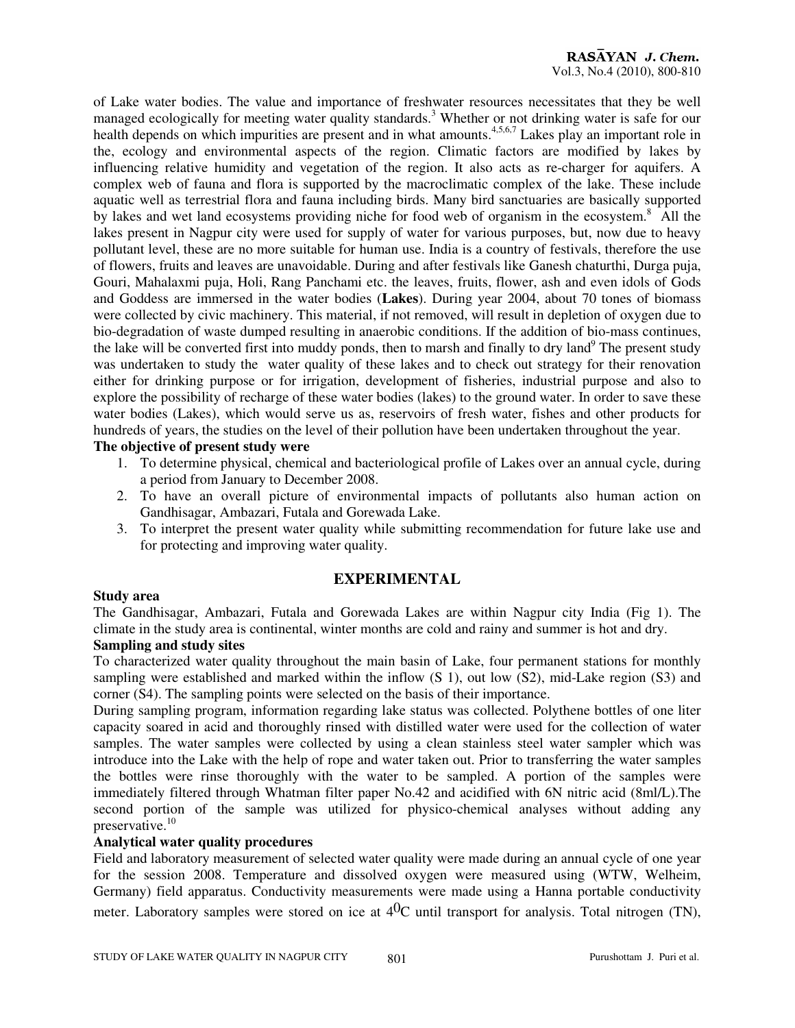of Lake water bodies. The value and importance of freshwater resources necessitates that they be well managed ecologically for meeting water quality standards.[3] Whether or not drinking water is safe for our health depends on which impurities are present and in what amounts.[4,5,6,7] Lakes play an important role in the, ecology and environmental aspects of the region. Climatic factors are modified by lakes by influencing relative humidity and vegetation of the region. It also acts as re-charger for aquifers. A complex web of fauna and flora is supported by the macroclimatic complex of the lake. These include aquatic well as terrestrial flora and fauna including birds. Many bird sanctuaries are basically supported by lakes and wet land ecosystems providing niche for food web of organism in the ecosystem.[8] All the lakes present in Nagpur city were used for supply of water for various purposes, but, now due to heavy pollutant level, these are no more suitable for human use. India is a country of festivals, therefore the use of flowers, fruits and leaves are unavoidable. During and after festivals like Ganesh chaturthi, Durga puja, Gouri, Mahalaxmi puja, Holi, Rang Panchami etc. the leaves, fruits, flower, ash and even idols of Gods and Goddess are immersed in the water bodies (**Lakes**). During year 2004, about 70 tones of biomass were collected by civic machinery. This material, if not removed, will result in depletion of oxygen due to bio-degradation of waste dumped resulting in anaerobic conditions. If the addition of bio-mass continues, the lake will be converted first into muddy ponds, then to marsh and finally to dry land[9] The present study was undertaken to study the water quality of these lakes and to check out strategy for their renovation either for drinking purpose or for irrigation, development of fisheries, industrial purpose and also to explore the possibility of recharge of these water bodies (lakes) to the ground water. In order to save these water bodies (Lakes), which would serve us as, reservoirs of fresh water, fishes and other products for hundreds of years, the studies on the level of their pollution have been undertaken throughout the year.

**The objective of present study were**

1. To determine physical, chemical and bacteriological profile of Lakes over an annual cycle, during a period from January to December 2008.
2. To have an overall picture of environmental impacts of pollutants also human action on Gandhisagar, Ambazari, Futala and Gorewada Lake.
3. To interpret the present water quality while submitting recommendation for future lake use and for protecting and improving water quality.

## EXPERIMENTAL

**Study area**

The Gandhisagar, Ambazari, Futala and Gorewada Lakes are within Nagpur city India (Fig 1). The climate in the study area is continental, winter months are cold and rainy and summer is hot and dry.

**Sampling and study sites**

To characterized water quality throughout the main basin of Lake, four permanent stations for monthly sampling were established and marked within the inflow (S 1), out low (S2), mid-Lake region (S3) and corner (S4). The sampling points were selected on the basis of their importance.

During sampling program, information regarding lake status was collected. Polythene bottles of one liter capacity soared in acid and thoroughly rinsed with distilled water were used for the collection of water samples. The water samples were collected by using a clean stainless steel water sampler which was introduce into the Lake with the help of rope and water taken out. Prior to transferring the water samples the bottles were rinse thoroughly with the water to be sampled. A portion of the samples were immediately filtered through Whatman filter paper No.42 and acidified with 6N nitric acid (8ml/L).The second portion of the sample was utilized for physico-chemical analyses without adding any preservative.[10]

**Analytical water quality procedures**

Field and laboratory measurement of selected water quality were made during an annual cycle of one year for the session 2008. Temperature and dissolved oxygen were measured using (WTW, Welheim, Germany) field apparatus. Conductivity measurements were made using a Hanna portable conductivity meter. Laboratory samples were stored on ice at $4^{0}C$ until transport for analysis. Total nitrogen (TN),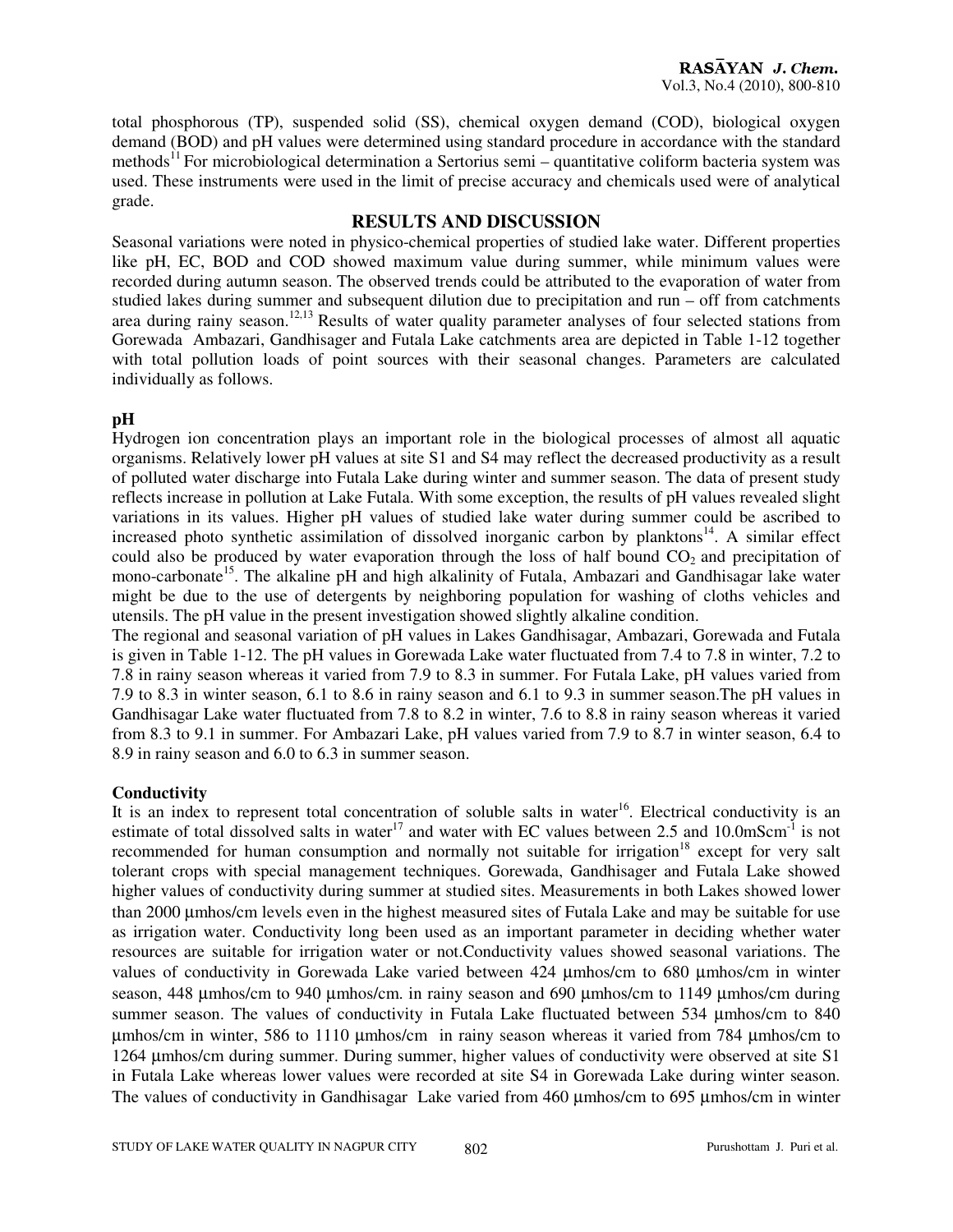total phosphorous (TP), suspended solid (SS), chemical oxygen demand (COD), biological oxygen demand (BOD) and pH values were determined using standard procedure in accordance with the standard methods[11] For microbiological determination a Sertorius semi – quantitative coliform bacteria system was used. These instruments were used in the limit of precise accuracy and chemicals used were of analytical grade.

## RESULTS AND DISCUSSION

Seasonal variations were noted in physico-chemical properties of studied lake water. Different properties like pH, EC, BOD and COD showed maximum value during summer, while minimum values were recorded during autumn season. The observed trends could be attributed to the evaporation of water from studied lakes during summer and subsequent dilution due to precipitation and run – off from catchments area during rainy season.[12,13] Results of water quality parameter analyses of four selected stations from Gorewada Ambazari, Gandhisager and Futala Lake catchments area are depicted in Table 1-12 together with total pollution loads of point sources with their seasonal changes. Parameters are calculated individually as follows.

### pH

Hydrogen ion concentration plays an important role in the biological processes of almost all aquatic organisms. Relatively lower pH values at site S1 and S4 may reflect the decreased productivity as a result of polluted water discharge into Futala Lake during winter and summer season. The data of present study reflects increase in pollution at Lake Futala. With some exception, the results of pH values revealed slight variations in its values. Higher pH values of studied lake water during summer could be ascribed to increased photo synthetic assimilation of dissolved inorganic carbon by planktons[14]. A similar effect could also be produced by water evaporation through the loss of half bound $CO_2$ and precipitation of mono-carbonate[15]. The alkaline pH and high alkalinity of Futala, Ambazari and Gandhisagar lake water might be due to the use of detergents by neighboring population for washing of cloths vehicles and utensils. The pH value in the present investigation showed slightly alkaline condition.

The regional and seasonal variation of pH values in Lakes Gandhisagar, Ambazari, Gorewada and Futala is given in Table 1-12. The pH values in Gorewada Lake water fluctuated from 7.4 to 7.8 in winter, 7.2 to 7.8 in rainy season whereas it varied from 7.9 to 8.3 in summer. For Futala Lake, pH values varied from 7.9 to 8.3 in winter season, 6.1 to 8.6 in rainy season and 6.1 to 9.3 in summer season.The pH values in Gandhisagar Lake water fluctuated from 7.8 to 8.2 in winter, 7.6 to 8.8 in rainy season whereas it varied from 8.3 to 9.1 in summer. For Ambazari Lake, pH values varied from 7.9 to 8.7 in winter season, 6.4 to 8.9 in rainy season and 6.0 to 6.3 in summer season.

### Conductivity

It is an index to represent total concentration of soluble salts in water[16]. Electrical conductivity is an estimate of total dissolved salts in water[17] and water with EC values between 2.5 and 10.0mS$cm^{-1}$ is not recommended for human consumption and normally not suitable for irrigation[18] except for very salt tolerant crops with special management techniques. Gorewada, Gandhisager and Futala Lake showed higher values of conductivity during summer at studied sites. Measurements in both Lakes showed lower than 2000 µmhos/cm levels even in the highest measured sites of Futala Lake and may be suitable for use as irrigation water. Conductivity long been used as an important parameter in deciding whether water resources are suitable for irrigation water or not.Conductivity values showed seasonal variations. The values of conductivity in Gorewada Lake varied between 424 µmhos/cm to 680 µmhos/cm in winter season, 448 µmhos/cm to 940 µmhos/cm. in rainy season and 690 µmhos/cm to 1149 µmhos/cm during summer season. The values of conductivity in Futala Lake fluctuated between 534 µmhos/cm to 840 µmhos/cm in winter, 586 to 1110 µmhos/cm in rainy season whereas it varied from 784 µmhos/cm to 1264 µmhos/cm during summer. During summer, higher values of conductivity were observed at site S1 in Futala Lake whereas lower values were recorded at site S4 in Gorewada Lake during winter season. The values of conductivity in Gandhisagar Lake varied from 460 µmhos/cm to 695 µmhos/cm in winter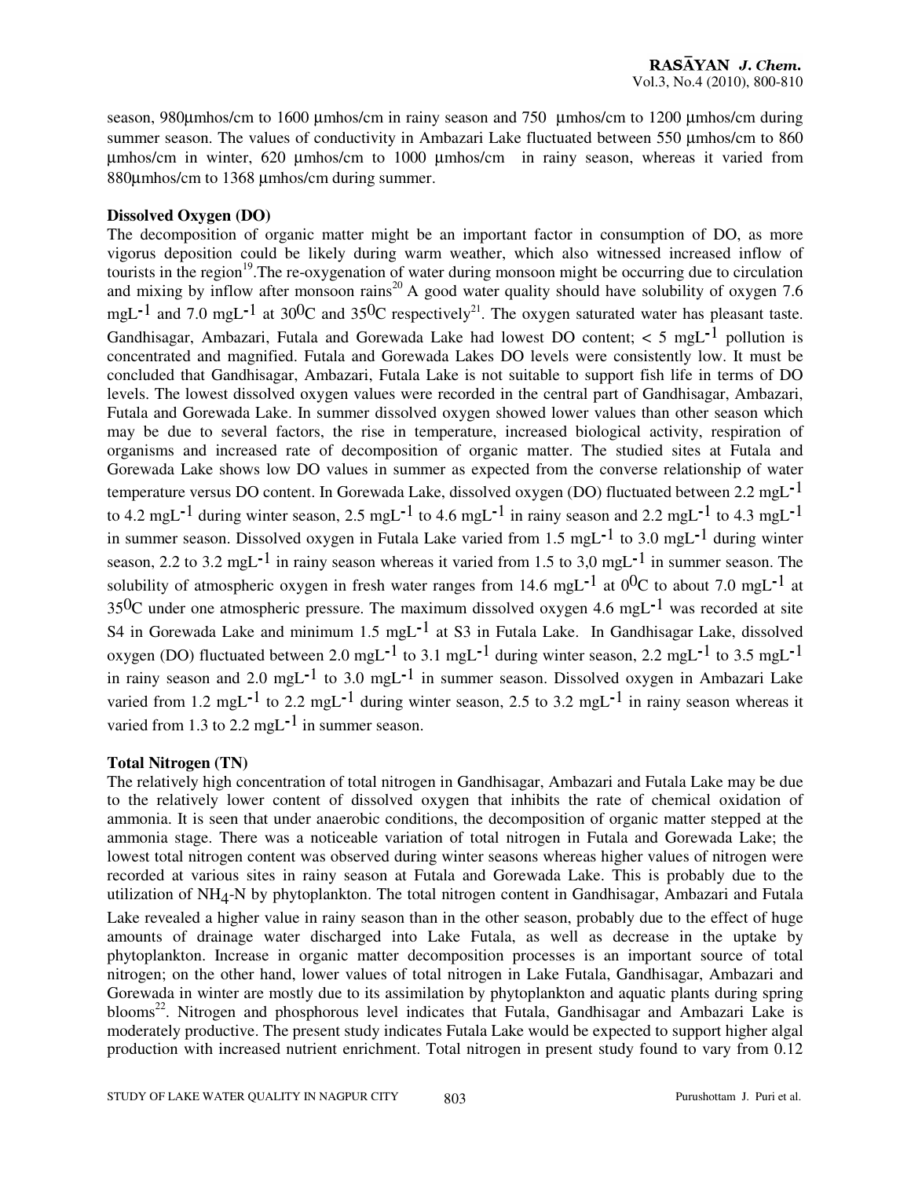season, 980μmhos/cm to 1600 μmhos/cm in rainy season and 750 μmhos/cm to 1200 μmhos/cm during summer season. The values of conductivity in Ambazari Lake fluctuated between 550 μmhos/cm to 860 μmhos/cm in winter, 620 μmhos/cm to 1000 μmhos/cm in rainy season, whereas it varied from 880μmhos/cm to 1368 μmhos/cm during summer.

**Dissolved Oxygen (DO)**

The decomposition of organic matter might be an important factor in consumption of DO, as more vigorus deposition could be likely during warm weather, which also witnessed increased inflow of tourists in the region[19].The re-oxygenation of water during monsoon might be occurring due to circulation and mixing by inflow after monsoon rains[20] A good water quality should have solubility of oxygen 7.6 $mgL^{-1}$ and 7.0 $mgL^{-1}$ at $30^0C$ and $35^0C$ respectively[21]. The oxygen saturated water has pleasant taste. Gandhisagar, Ambazari, Futala and Gorewada Lake had lowest DO content; < 5 $mgL^{-1}$ pollution is concentrated and magnified. Futala and Gorewada Lakes DO levels were consistently low. It must be concluded that Gandhisagar, Ambazari, Futala Lake is not suitable to support fish life in terms of DO levels. The lowest dissolved oxygen values were recorded in the central part of Gandhisagar, Ambazari, Futala and Gorewada Lake. In summer dissolved oxygen showed lower values than other season which may be due to several factors, the rise in temperature, increased biological activity, respiration of organisms and increased rate of decomposition of organic matter. The studied sites at Futala and Gorewada Lake shows low DO values in summer as expected from the converse relationship of water temperature versus DO content. In Gorewada Lake, dissolved oxygen (DO) fluctuated between 2.2 $mgL^{-1}$ to 4.2 $mgL^{-1}$ during winter season, 2.5 $mgL^{-1}$ to 4.6 $mgL^{-1}$ in rainy season and 2.2 $mgL^{-1}$ to 4.3 $mgL^{-1}$ in summer season. Dissolved oxygen in Futala Lake varied from 1.5 $mgL^{-1}$ to 3.0 $mgL^{-1}$ during winter season, 2.2 to 3.2 $mgL^{-1}$ in rainy season whereas it varied from 1.5 to 3,0 $mgL^{-1}$ in summer season. The solubility of atmospheric oxygen in fresh water ranges from 14.6 $mgL^{-1}$ at $0^0C$ to about 7.0 $mgL^{-1}$ at $35^0C$ under one atmospheric pressure. The maximum dissolved oxygen 4.6 $mgL^{-1}$ was recorded at site S4 in Gorewada Lake and minimum 1.5 $mgL^{-1}$ at S3 in Futala Lake. In Gandhisagar Lake, dissolved oxygen (DO) fluctuated between 2.0 $mgL^{-1}$ to 3.1 $mgL^{-1}$ during winter season, 2.2 $mgL^{-1}$ to 3.5 $mgL^{-1}$ in rainy season and 2.0 $mgL^{-1}$ to 3.0 $mgL^{-1}$ in summer season. Dissolved oxygen in Ambazari Lake varied from 1.2 $mgL^{-1}$ to 2.2 $mgL^{-1}$ during winter season, 2.5 to 3.2 $mgL^{-1}$ in rainy season whereas it varied from 1.3 to 2.2 $mgL^{-1}$ in summer season.

**Total Nitrogen (TN)**

The relatively high concentration of total nitrogen in Gandhisagar, Ambazari and Futala Lake may be due to the relatively lower content of dissolved oxygen that inhibits the rate of chemical oxidation of ammonia. It is seen that under anaerobic conditions, the decomposition of organic matter stepped at the ammonia stage. There was a noticeable variation of total nitrogen in Futala and Gorewada Lake; the lowest total nitrogen content was observed during winter seasons whereas higher values of nitrogen were recorded at various sites in rainy season at Futala and Gorewada Lake. This is probably due to the utilization of $NH_4$-N by phytoplankton. The total nitrogen content in Gandhisagar, Ambazari and Futala Lake revealed a higher value in rainy season than in the other season, probably due to the effect of huge amounts of drainage water discharged into Lake Futala, as well as decrease in the uptake by phytoplankton. Increase in organic matter decomposition processes is an important source of total nitrogen; on the other hand, lower values of total nitrogen in Lake Futala, Gandhisagar, Ambazari and Gorewada in winter are mostly due to its assimilation by phytoplankton and aquatic plants during spring blooms[22]. Nitrogen and phosphorous level indicates that Futala, Gandhisagar and Ambazari Lake is moderately productive. The present study indicates Futala Lake would be expected to support higher algal production with increased nutrient enrichment. Total nitrogen in present study found to vary from 0.12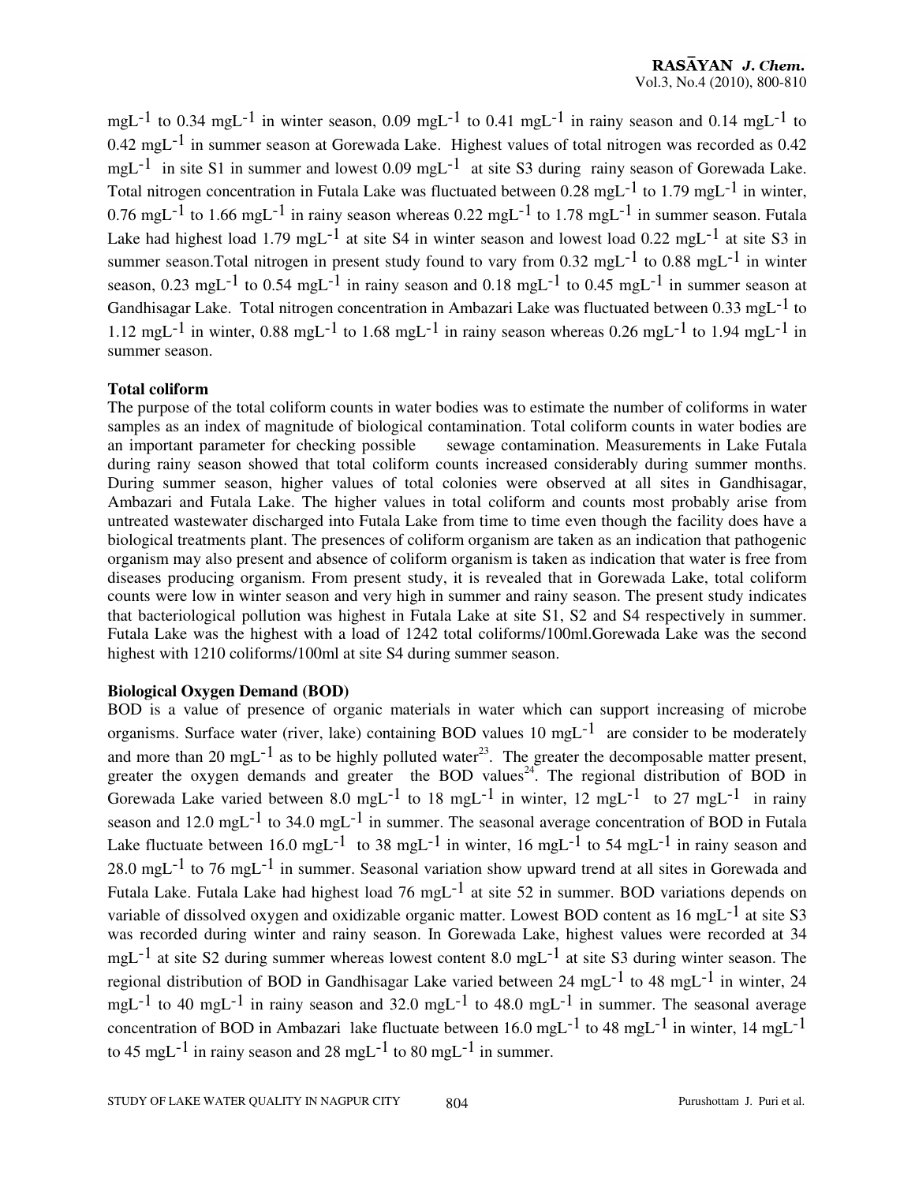$mgL^{-1}$ to 0.34 $mgL^{-1}$ in winter season, 0.09 $mgL^{-1}$ to 0.41 $mgL^{-1}$ in rainy season and 0.14 $mgL^{-1}$ to 0.42 $mgL^{-1}$ in summer season at Gorewada Lake. Highest values of total nitrogen was recorded as 0.42 $mgL^{-1}$ in site S1 in summer and lowest 0.09 $mgL^{-1}$ at site S3 during rainy season of Gorewada Lake. Total nitrogen concentration in Futala Lake was fluctuated between 0.28 $mgL^{-1}$ to 1.79 $mgL^{-1}$ in winter, 0.76 $mgL^{-1}$ to 1.66 $mgL^{-1}$ in rainy season whereas 0.22 $mgL^{-1}$ to 1.78 $mgL^{-1}$ in summer season. Futala Lake had highest load 1.79 $mgL^{-1}$ at site S4 in winter season and lowest load 0.22 $mgL^{-1}$ at site S3 in summer season.Total nitrogen in present study found to vary from 0.32 $mgL^{-1}$ to 0.88 $mgL^{-1}$ in winter season, 0.23 $mgL^{-1}$ to 0.54 $mgL^{-1}$ in rainy season and 0.18 $mgL^{-1}$ to 0.45 $mgL^{-1}$ in summer season at Gandhisagar Lake. Total nitrogen concentration in Ambazari Lake was fluctuated between 0.33 $mgL^{-1}$ to 1.12 $mgL^{-1}$ in winter, 0.88 $mgL^{-1}$ to 1.68 $mgL^{-1}$ in rainy season whereas 0.26 $mgL^{-1}$ to 1.94 $mgL^{-1}$ in summer season.

**Total coliform**

The purpose of the total coliform counts in water bodies was to estimate the number of coliforms in water samples as an index of magnitude of biological contamination. Total coliform counts in water bodies are an important parameter for checking possible sewage contamination. Measurements in Lake Futala during rainy season showed that total coliform counts increased considerably during summer months. During summer season, higher values of total colonies were observed at all sites in Gandhisagar, Ambazari and Futala Lake. The higher values in total coliform and counts most probably arise from untreated wastewater discharged into Futala Lake from time to time even though the facility does have a biological treatments plant. The presences of coliform organism are taken as an indication that pathogenic organism may also present and absence of coliform organism is taken as indication that water is free from diseases producing organism. From present study, it is revealed that in Gorewada Lake, total coliform counts were low in winter season and very high in summer and rainy season. The present study indicates that bacteriological pollution was highest in Futala Lake at site S1, S2 and S4 respectively in summer. Futala Lake was the highest with a load of 1242 total coliforms/100ml.Gorewada Lake was the second highest with 1210 coliforms/100ml at site S4 during summer season.

**Biological Oxygen Demand (BOD)**

BOD is a value of presence of organic materials in water which can support increasing of microbe organisms. Surface water (river, lake) containing BOD values 10 $mgL^{-1}$ are consider to be moderately and more than 20 $mgL^{-1}$ as to be highly polluted water[23]. The greater the decomposable matter present, greater the oxygen demands and greater the BOD values[24]. The regional distribution of BOD in Gorewada Lake varied between 8.0 $mgL^{-1}$ to 18 $mgL^{-1}$ in winter, 12 $mgL^{-1}$ to 27 $mgL^{-1}$ in rainy season and 12.0 $mgL^{-1}$ to 34.0 $mgL^{-1}$ in summer. The seasonal average concentration of BOD in Futala Lake fluctuate between 16.0 $mgL^{-1}$ to 38 $mgL^{-1}$ in winter, 16 $mgL^{-1}$ to 54 $mgL^{-1}$ in rainy season and 28.0 $mgL^{-1}$ to 76 $mgL^{-1}$ in summer. Seasonal variation show upward trend at all sites in Gorewada and Futala Lake. Futala Lake had highest load 76 $mgL^{-1}$ at site 52 in summer. BOD variations depends on variable of dissolved oxygen and oxidizable organic matter. Lowest BOD content as 16 $mgL^{-1}$ at site S3 was recorded during winter and rainy season. In Gorewada Lake, highest values were recorded at 34 $mgL^{-1}$ at site S2 during summer whereas lowest content 8.0 $mgL^{-1}$ at site S3 during winter season. The regional distribution of BOD in Gandhisagar Lake varied between 24 $mgL^{-1}$ to 48 $mgL^{-1}$ in winter, 24 $mgL^{-1}$ to 40 $mgL^{-1}$ in rainy season and 32.0 $mgL^{-1}$ to 48.0 $mgL^{-1}$ in summer. The seasonal average concentration of BOD in Ambazari lake fluctuate between 16.0 $mgL^{-1}$ to 48 $mgL^{-1}$ in winter, 14 $mgL^{-1}$ to 45 $mgL^{-1}$ in rainy season and 28 $mgL^{-1}$ to 80 $mgL^{-1}$ in summer.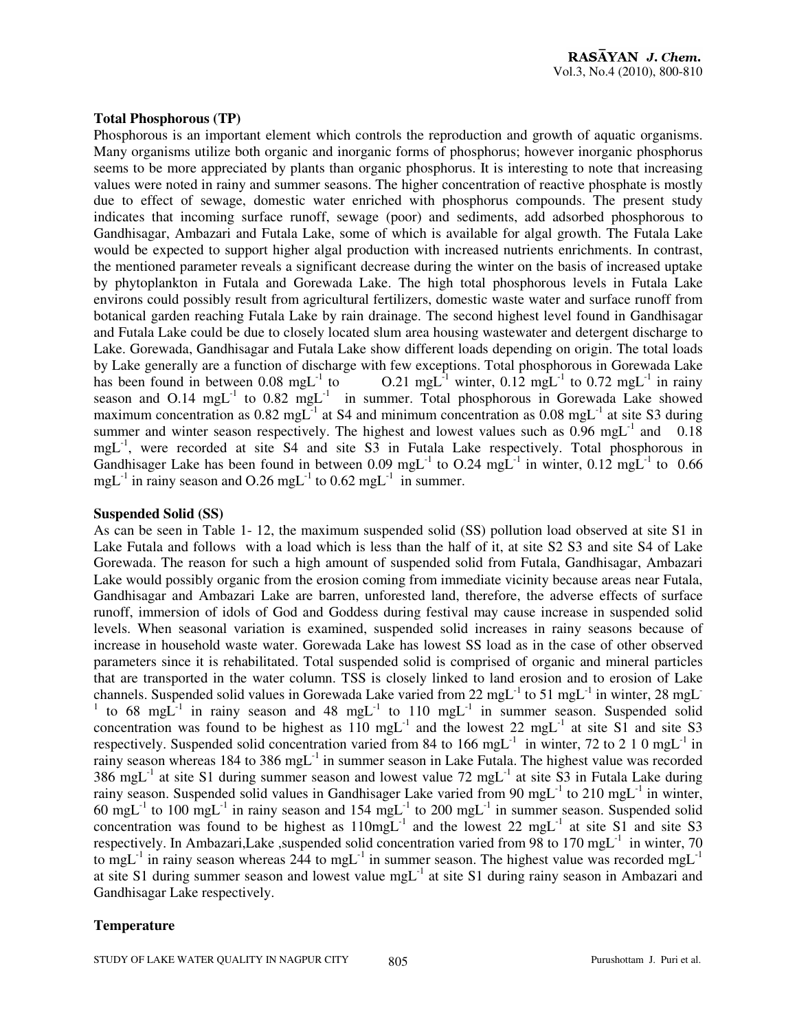**Total Phosphorous (TP)**

Phosphorous is an important element which controls the reproduction and growth of aquatic organisms. Many organisms utilize both organic and inorganic forms of phosphorus; however inorganic phosphorus seems to be more appreciated by plants than organic phosphorus. It is interesting to note that increasing values were noted in rainy and summer seasons. The higher concentration of reactive phosphate is mostly due to effect of sewage, domestic water enriched with phosphorus compounds. The present study indicates that incoming surface runoff, sewage (poor) and sediments, add adsorbed phosphorous to Gandhisagar, Ambazari and Futala Lake, some of which is available for algal growth. The Futala Lake would be expected to support higher algal production with increased nutrients enrichments. In contrast, the mentioned parameter reveals a significant decrease during the winter on the basis of increased uptake by phytoplankton in Futala and Gorewada Lake. The high total phosphorous levels in Futala Lake environs could possibly result from agricultural fertilizers, domestic waste water and surface runoff from botanical garden reaching Futala Lake by rain drainage. The second highest level found in Gandhisagar and Futala Lake could be due to closely located slum area housing wastewater and detergent discharge to Lake. Gorewada, Gandhisagar and Futala Lake show different loads depending on origin. The total loads by Lake generally are a function of discharge with few exceptions. Total phosphorous in Gorewada Lake has been found in between 0.08 $mgL^{-1}$ to O.21 $mgL^{-1}$ winter, 0.12 $mgL^{-1}$ to 0.72 $mgL^{-1}$ in rainy season and O.14 $mgL^{-1}$ to 0.82 $mgL^{-1}$ in summer. Total phosphorous in Gorewada Lake showed maximum concentration as 0.82 $mgL^{-1}$ at S4 and minimum concentration as 0.08 $mgL^{-1}$ at site S3 during summer and winter season respectively. The highest and lowest values such as 0.96 $mgL^{-1}$ and 0.18 $mgL^{-1}$, were recorded at site S4 and site S3 in Futala Lake respectively. Total phosphorous in Gandhisager Lake has been found in between 0.09 $mgL^{-1}$ to O.24 $mgL^{-1}$ in winter, 0.12 $mgL^{-1}$ to 0.66 $mgL^{-1}$ in rainy season and O.26 $mgL^{-1}$ to 0.62 $mgL^{-1}$ in summer.

**Suspended Solid (SS)**

As can be seen in Table 1- 12, the maximum suspended solid (SS) pollution load observed at site S1 in Lake Futala and follows with a load which is less than the half of it, at site S2 S3 and site S4 of Lake Gorewada. The reason for such a high amount of suspended solid from Futala, Gandhisagar, Ambazari Lake would possibly organic from the erosion coming from immediate vicinity because areas near Futala, Gandhisagar and Ambazari Lake are barren, unforested land, therefore, the adverse effects of surface runoff, immersion of idols of God and Goddess during festival may cause increase in suspended solid levels. When seasonal variation is examined, suspended solid increases in rainy seasons because of increase in household waste water. Gorewada Lake has lowest SS load as in the case of other observed parameters since it is rehabilitated. Total suspended solid is comprised of organic and mineral particles that are transported in the water column. TSS is closely linked to land erosion and to erosion of Lake channels. Suspended solid values in Gorewada Lake varied from 22 $mgL^{-1}$ to 51 $mgL^{-1}$ in winter, 28 $mgL^{-1}$ to 68 $mgL^{-1}$ in rainy season and 48 $mgL^{-1}$ to 110 $mgL^{-1}$ in summer season. Suspended solid concentration was found to be highest as 110 $mgL^{-1}$ and the lowest 22 $mgL^{-1}$ at site S1 and site S3 respectively. Suspended solid concentration varied from 84 to 166 $mgL^{-1}$ in winter, 72 to 2 1 0 $mgL^{-1}$ in rainy season whereas 184 to 386 $mgL^{-1}$ in summer season in Lake Futala. The highest value was recorded 386 $mgL^{-1}$ at site S1 during summer season and lowest value 72 $mgL^{-1}$ at site S3 in Futala Lake during rainy season. Suspended solid values in Gandhisager Lake varied from 90 $mgL^{-1}$ to 210 $mgL^{-1}$ in winter, 60 $mgL^{-1}$ to 100 $mgL^{-1}$ in rainy season and 154 $mgL^{-1}$ to 200 $mgL^{-1}$ in summer season. Suspended solid concentration was found to be highest as 110$mgL^{-1}$ and the lowest 22 $mgL^{-1}$ at site S1 and site S3 respectively. In Ambazari,Lake ,suspended solid concentration varied from 98 to 170 $mgL^{-1}$ in winter, 70 to $mgL^{-1}$ in rainy season whereas 244 to $mgL^{-1}$ in summer season. The highest value was recorded $mgL^{-1}$ at site S1 during summer season and lowest value $mgL^{-1}$ at site S1 during rainy season in Ambazari and Gandhisagar Lake respectively.

**Temperature**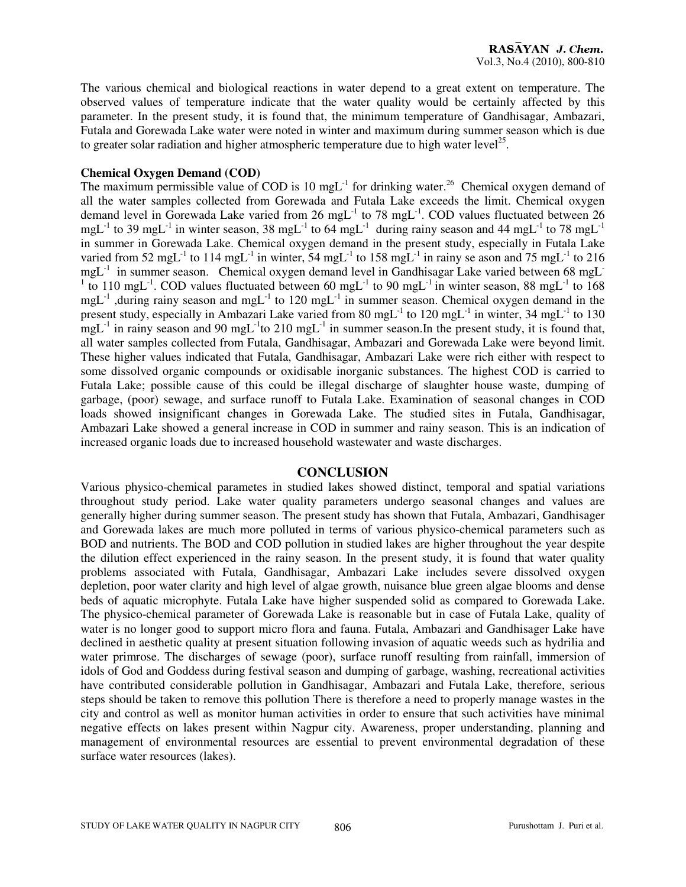The various chemical and biological reactions in water depend to a great extent on temperature. The observed values of temperature indicate that the water quality would be certainly affected by this parameter. In the present study, it is found that, the minimum temperature of Gandhisagar, Ambazari, Futala and Gorewada Lake water were noted in winter and maximum during summer season which is due to greater solar radiation and higher atmospheric temperature due to high water level[25].

**Chemical Oxygen Demand (COD)**

The maximum permissible value of COD is 10 $mgL^{-1}$ for drinking water.[26] Chemical oxygen demand of all the water samples collected from Gorewada and Futala Lake exceeds the limit. Chemical oxygen demand level in Gorewada Lake varied from 26 $mgL^{-1}$ to 78 $mgL^{-1}$. COD values fluctuated between 26 $mgL^{-1}$ to 39 $mgL^{-1}$ in winter season, 38 $mgL^{-1}$ to 64 $mgL^{-1}$ during rainy season and 44 $mgL^{-1}$ to 78 $mgL^{-1}$ in summer in Gorewada Lake. Chemical oxygen demand in the present study, especially in Futala Lake varied from 52 $mgL^{-1}$ to 114 $mgL^{-1}$ in winter, 54 $mgL^{-1}$ to 158 $mgL^{-1}$ in rainy se ason and 75 $mgL^{-1}$ to 216 $mgL^{-1}$ in summer season. Chemical oxygen demand level in Gandhisagar Lake varied between 68 $mgL^{-1}$ to 110 $mgL^{-1}$. COD values fluctuated between 60 $mgL^{-1}$ to 90 $mgL^{-1}$ in winter season, 88 $mgL^{-1}$ to 168 $mgL^{-1}$ ,during rainy season and $mgL^{-1}$ to 120 $mgL^{-1}$ in summer season. Chemical oxygen demand in the present study, especially in Ambazari Lake varied from 80 $mgL^{-1}$ to 120 $mgL^{-1}$ in winter, 34 $mgL^{-1}$ to 130 $mgL^{-1}$ in rainy season and 90 $mgL^{-1}$to 210 $mgL^{-1}$ in summer season.In the present study, it is found that, all water samples collected from Futala, Gandhisagar, Ambazari and Gorewada Lake were beyond limit. These higher values indicated that Futala, Gandhisagar, Ambazari Lake were rich either with respect to some dissolved organic compounds or oxidisable inorganic substances. The highest COD is carried to Futala Lake; possible cause of this could be illegal discharge of slaughter house waste, dumping of garbage, (poor) sewage, and surface runoff to Futala Lake. Examination of seasonal changes in COD loads showed insignificant changes in Gorewada Lake. The studied sites in Futala, Gandhisagar, Ambazari Lake showed a general increase in COD in summer and rainy season. This is an indication of increased organic loads due to increased household wastewater and waste discharges.

## CONCLUSION

Various physico-chemical parametes in studied lakes showed distinct, temporal and spatial variations throughout study period. Lake water quality parameters undergo seasonal changes and values are generally higher during summer season. The present study has shown that Futala, Ambazari, Gandhisager and Gorewada lakes are much more polluted in terms of various physico-chemical parameters such as BOD and nutrients. The BOD and COD pollution in studied lakes are higher throughout the year despite the dilution effect experienced in the rainy season. In the present study, it is found that water quality problems associated with Futala, Gandhisagar, Ambazari Lake includes severe dissolved oxygen depletion, poor water clarity and high level of algae growth, nuisance blue green algae blooms and dense beds of aquatic microphyte. Futala Lake have higher suspended solid as compared to Gorewada Lake. The physico-chemical parameter of Gorewada Lake is reasonable but in case of Futala Lake, quality of water is no longer good to support micro flora and fauna. Futala, Ambazari and Gandhisager Lake have declined in aesthetic quality at present situation following invasion of aquatic weeds such as hydrilia and water primrose. The discharges of sewage (poor), surface runoff resulting from rainfall, immersion of idols of God and Goddess during festival season and dumping of garbage, washing, recreational activities have contributed considerable pollution in Gandhisagar, Ambazari and Futala Lake, therefore, serious steps should be taken to remove this pollution There is therefore a need to properly manage wastes in the city and control as well as monitor human activities in order to ensure that such activities have minimal negative effects on lakes present within Nagpur city. Awareness, proper understanding, planning and management of environmental resources are essential to prevent environmental degradation of these surface water resources (lakes).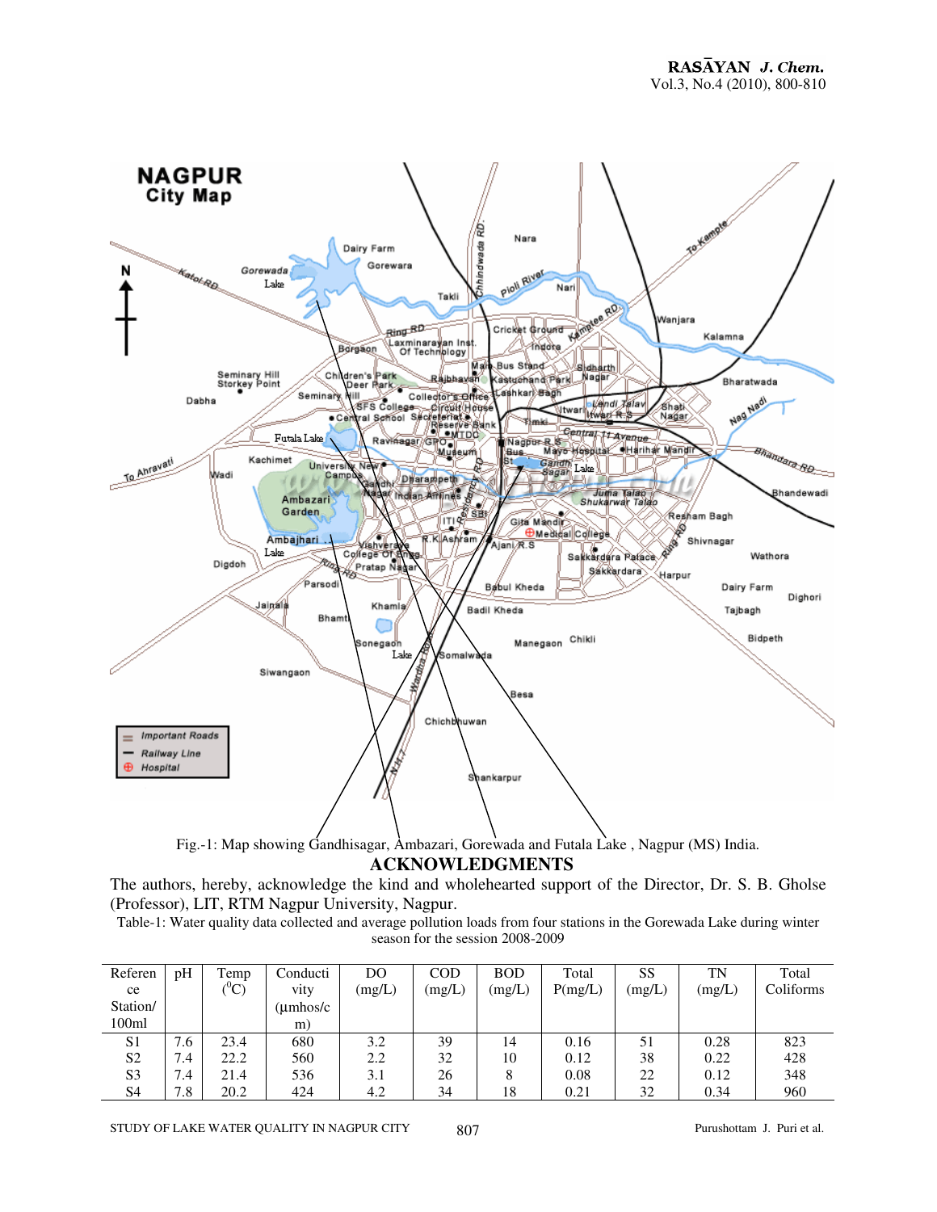Fig.-1: Map showing Gandhisagar, Ambazari, Gorewada and Futala Lake , Nagpur (MS) India.

## ACKNOWLEDGMENTS

The authors, hereby, acknowledge the kind and wholehearted support of the Director, Dr. S. B. Gholse (Professor), LIT, RTM Nagpur University, Nagpur.

Table-1: Water quality data collected and average pollution loads from four stations in the Gorewada Lake during winter season for the session 2008-2009

| Reference Station/ 100ml | pH | Temp ($^0$C) | Conductivity (µmhos/cm) | DO (mg/L) | COD (mg/L) | BOD (mg/L) | Total P(mg/L) | SS (mg/L) | TN (mg/L) | Total Coliforms |
|---|---|---|---|---|---|---|---|---|---|---|
| S1 | 7.6 | 23.4 | 680 | 3.2 | 39 | 14 | 0.16 | 51 | 0.28 | 823 |
| S2 | 7.4 | 22.2 | 560 | 2.2 | 32 | 10 | 0.12 | 38 | 0.22 | 428 |
| S3 | 7.4 | 21.4 | 536 | 3.1 | 26 | 8 | 0.08 | 22 | 0.12 | 348 |
| S4 | 7.8 | 20.2 | 424 | 4.2 | 34 | 18 | 0.21 | 32 | 0.34 | 960 |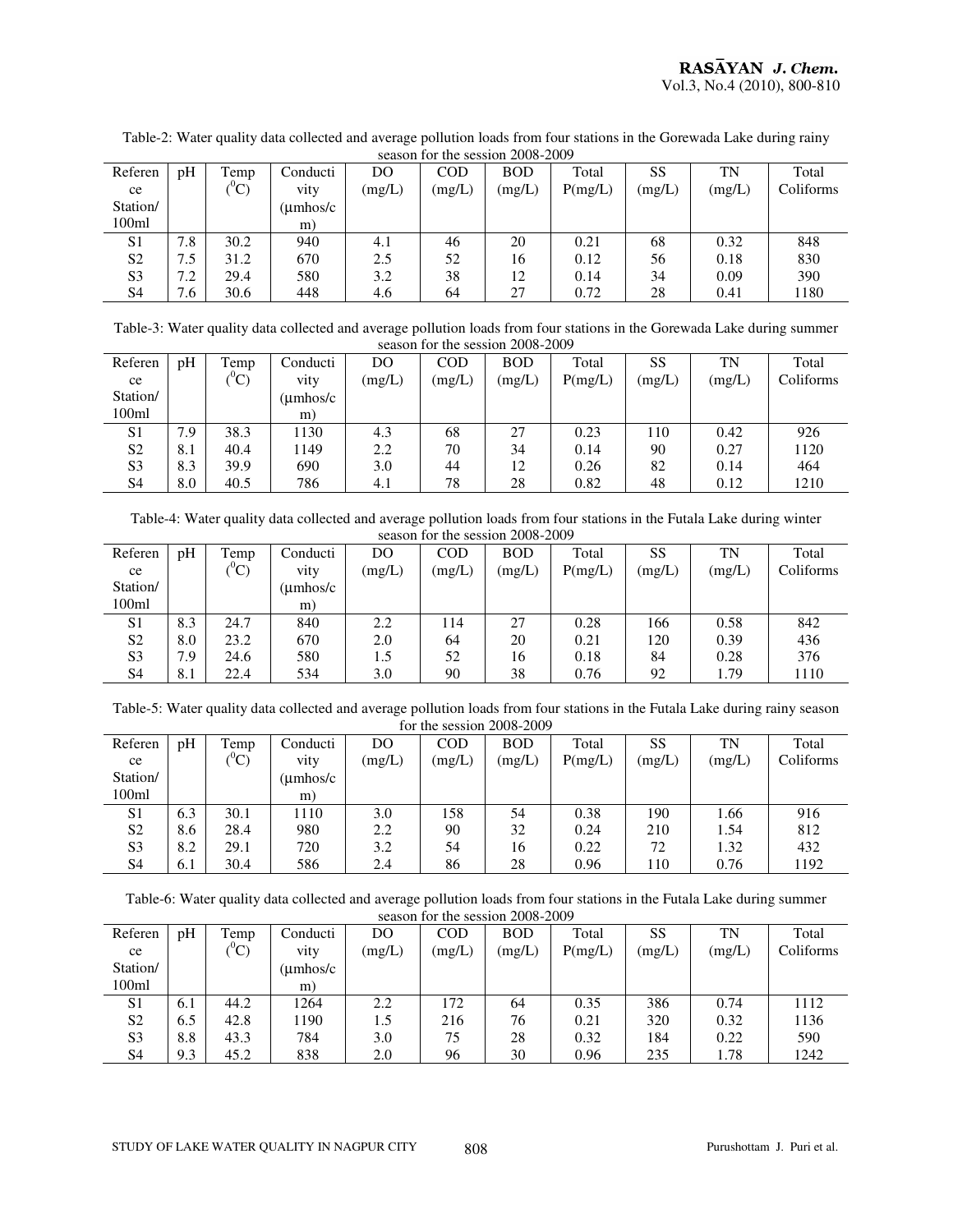Table-2: Water quality data collected and average pollution loads from four stations in the Gorewada Lake during rainy season for the session 2008-2009

| Reference Station/ 100ml | pH | Temp ($^0$C) | Conductivity (µmhos/cm) | DO (mg/L) | COD (mg/L) | BOD (mg/L) | Total P(mg/L) | SS (mg/L) | TN (mg/L) | Total Coliforms |
|---|---|---|---|---|---|---|---|---|---|---|
| S1 | 7.8 | 30.2 | 940 | 4.1 | 46 | 20 | 0.21 | 68 | 0.32 | 848 |
| S2 | 7.5 | 31.2 | 670 | 2.5 | 52 | 16 | 0.12 | 56 | 0.18 | 830 |
| S3 | 7.2 | 29.4 | 580 | 3.2 | 38 | 12 | 0.14 | 34 | 0.09 | 390 |
| S4 | 7.6 | 30.6 | 448 | 4.6 | 64 | 27 | 0.72 | 28 | 0.41 | 1180 |

Table-3: Water quality data collected and average pollution loads from four stations in the Gorewada Lake during summer season for the session 2008-2009

| Reference Station/ 100ml | pH | Temp ($^0$C) | Conductivity (µmhos/cm) | DO (mg/L) | COD (mg/L) | BOD (mg/L) | Total P(mg/L) | SS (mg/L) | TN (mg/L) | Total Coliforms |
|---|---|---|---|---|---|---|---|---|---|---|
| S1 | 7.9 | 38.3 | 1130 | 4.3 | 68 | 27 | 0.23 | 110 | 0.42 | 926 |
| S2 | 8.1 | 40.4 | 1149 | 2.2 | 70 | 34 | 0.14 | 90 | 0.27 | 1120 |
| S3 | 8.3 | 39.9 | 690 | 3.0 | 44 | 12 | 0.26 | 82 | 0.14 | 464 |
| S4 | 8.0 | 40.5 | 786 | 4.1 | 78 | 28 | 0.82 | 48 | 0.12 | 1210 |

Table-4: Water quality data collected and average pollution loads from four stations in the Futala Lake during winter season for the session 2008-2009

| Reference Station/ 100ml | pH | Temp ($^0$C) | Conductivity (µmhos/cm) | DO (mg/L) | COD (mg/L) | BOD (mg/L) | Total P(mg/L) | SS (mg/L) | TN (mg/L) | Total Coliforms |
|---|---|---|---|---|---|---|---|---|---|---|
| S1 | 8.3 | 24.7 | 840 | 2.2 | 114 | 27 | 0.28 | 166 | 0.58 | 842 |
| S2 | 8.0 | 23.2 | 670 | 2.0 | 64 | 20 | 0.21 | 120 | 0.39 | 436 |
| S3 | 7.9 | 24.6 | 580 | 1.5 | 52 | 16 | 0.18 | 84 | 0.28 | 376 |
| S4 | 8.1 | 22.4 | 534 | 3.0 | 90 | 38 | 0.76 | 92 | 1.79 | 1110 |

Table-5: Water quality data collected and average pollution loads from four stations in the Futala Lake during rainy season for the session 2008-2009

| Reference Station/ 100ml | pH | Temp ($^0$C) | Conductivity (µmhos/cm) | DO (mg/L) | COD (mg/L) | BOD (mg/L) | Total P(mg/L) | SS (mg/L) | TN (mg/L) | Total Coliforms |
|---|---|---|---|---|---|---|---|---|---|---|
| S1 | 6.3 | 30.1 | 1110 | 3.0 | 158 | 54 | 0.38 | 190 | 1.66 | 916 |
| S2 | 8.6 | 28.4 | 980 | 2.2 | 90 | 32 | 0.24 | 210 | 1.54 | 812 |
| S3 | 8.2 | 29.1 | 720 | 3.2 | 54 | 16 | 0.22 | 72 | 1.32 | 432 |
| S4 | 6.1 | 30.4 | 586 | 2.4 | 86 | 28 | 0.96 | 110 | 0.76 | 1192 |

Table-6: Water quality data collected and average pollution loads from four stations in the Futala Lake during summer season for the session 2008-2009

| Reference Station/ 100ml | pH | Temp ($^0$C) | Conductivity (µmhos/cm) | DO (mg/L) | COD (mg/L) | BOD (mg/L) | Total P(mg/L) | SS (mg/L) | TN (mg/L) | Total Coliforms |
|---|---|---|---|---|---|---|---|---|---|---|
| S1 | 6.1 | 44.2 | 1264 | 2.2 | 172 | 64 | 0.35 | 386 | 0.74 | 1112 |
| S2 | 6.5 | 42.8 | 1190 | 1.5 | 216 | 76 | 0.21 | 320 | 0.32 | 1136 |
| S3 | 8.8 | 43.3 | 784 | 3.0 | 75 | 28 | 0.32 | 184 | 0.22 | 590 |
| S4 | 9.3 | 45.2 | 838 | 2.0 | 96 | 30 | 0.96 | 235 | 1.78 | 1242 |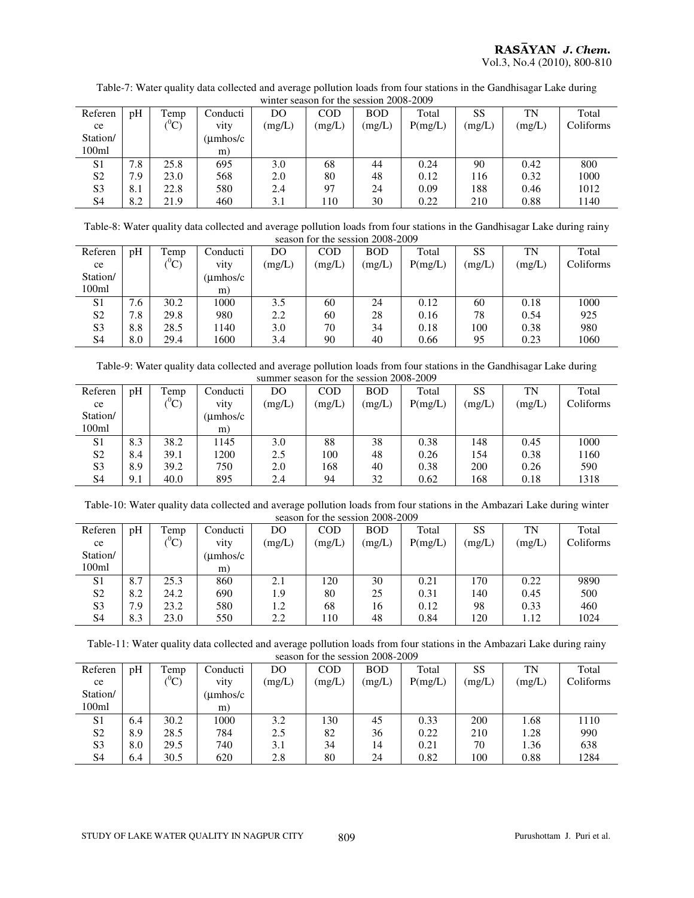Table-7: Water quality data collected and average pollution loads from four stations in the Gandhisagar Lake during winter season for the session 2008-2009

| Reference Station/ 100ml | pH | Temp ($^0$C) | Conductivity (µmhos/cm) | DO (mg/L) | COD (mg/L) | BOD (mg/L) | Total P(mg/L) | SS (mg/L) | TN (mg/L) | Total Coliforms |
|---|---|---|---|---|---|---|---|---|---|---|
| S1 | 7.8 | 25.8 | 695 | 3.0 | 68 | 44 | 0.24 | 90 | 0.42 | 800 |
| S2 | 7.9 | 23.0 | 568 | 2.0 | 80 | 48 | 0.12 | 116 | 0.32 | 1000 |
| S3 | 8.1 | 22.8 | 580 | 2.4 | 97 | 24 | 0.09 | 188 | 0.46 | 1012 |
| S4 | 8.2 | 21.9 | 460 | 3.1 | 110 | 30 | 0.22 | 210 | 0.88 | 1140 |

Table-8: Water quality data collected and average pollution loads from four stations in the Gandhisagar Lake during rainy season for the session 2008-2009

| Reference Station/ 100ml | pH | Temp ($^0$C) | Conductivity (µmhos/cm) | DO (mg/L) | COD (mg/L) | BOD (mg/L) | Total P(mg/L) | SS (mg/L) | TN (mg/L) | Total Coliforms |
|---|---|---|---|---|---|---|---|---|---|---|
| S1 | 7.6 | 30.2 | 1000 | 3.5 | 60 | 24 | 0.12 | 60 | 0.18 | 1000 |
| S2 | 7.8 | 29.8 | 980 | 2.2 | 60 | 28 | 0.16 | 78 | 0.54 | 925 |
| S3 | 8.8 | 28.5 | 1140 | 3.0 | 70 | 34 | 0.18 | 100 | 0.38 | 980 |
| S4 | 8.0 | 29.4 | 1600 | 3.4 | 90 | 40 | 0.66 | 95 | 0.23 | 1060 |

Table-9: Water quality data collected and average pollution loads from four stations in the Gandhisagar Lake during summer season for the session 2008-2009

| Reference Station/ 100ml | pH | Temp ($^0$C) | Conductivity (µmhos/cm) | DO (mg/L) | COD (mg/L) | BOD (mg/L) | Total P(mg/L) | SS (mg/L) | TN (mg/L) | Total Coliforms |
|---|---|---|---|---|---|---|---|---|---|---|
| S1 | 8.3 | 38.2 | 1145 | 3.0 | 88 | 38 | 0.38 | 148 | 0.45 | 1000 |
| S2 | 8.4 | 39.1 | 1200 | 2.5 | 100 | 48 | 0.26 | 154 | 0.38 | 1160 |
| S3 | 8.9 | 39.2 | 750 | 2.0 | 168 | 40 | 0.38 | 200 | 0.26 | 590 |
| S4 | 9.1 | 40.0 | 895 | 2.4 | 94 | 32 | 0.62 | 168 | 0.18 | 1318 |

Table-10: Water quality data collected and average pollution loads from four stations in the Ambazari Lake during winter season for the session 2008-2009

| Reference Station/ 100ml | pH | Temp ($^0$C) | Conductivity (µmhos/cm) | DO (mg/L) | COD (mg/L) | BOD (mg/L) | Total P(mg/L) | SS (mg/L) | TN (mg/L) | Total Coliforms |
|---|---|---|---|---|---|---|---|---|---|---|
| S1 | 8.7 | 25.3 | 860 | 2.1 | 120 | 30 | 0.21 | 170 | 0.22 | 9890 |
| S2 | 8.2 | 24.2 | 690 | 1.9 | 80 | 25 | 0.31 | 140 | 0.45 | 500 |
| S3 | 7.9 | 23.2 | 580 | 1.2 | 68 | 16 | 0.12 | 98 | 0.33 | 460 |
| S4 | 8.3 | 23.0 | 550 | 2.2 | 110 | 48 | 0.84 | 120 | 1.12 | 1024 |

Table-11: Water quality data collected and average pollution loads from four stations in the Ambazari Lake during rainy season for the session 2008-2009

| Reference Station/ 100ml | pH | Temp ($^0$C) | Conductivity (µmhos/cm) | DO (mg/L) | COD (mg/L) | BOD (mg/L) | Total P(mg/L) | SS (mg/L) | TN (mg/L) | Total Coliforms |
|---|---|---|---|---|---|---|---|---|---|---|
| S1 | 6.4 | 30.2 | 1000 | 3.2 | 130 | 45 | 0.33 | 200 | 1.68 | 1110 |
| S2 | 8.9 | 28.5 | 784 | 2.5 | 82 | 36 | 0.22 | 210 | 1.28 | 990 |
| S3 | 8.0 | 29.5 | 740 | 3.1 | 34 | 14 | 0.21 | 70 | 1.36 | 638 |
| S4 | 6.4 | 30.5 | 620 | 2.8 | 80 | 24 | 0.82 | 100 | 0.88 | 1284 |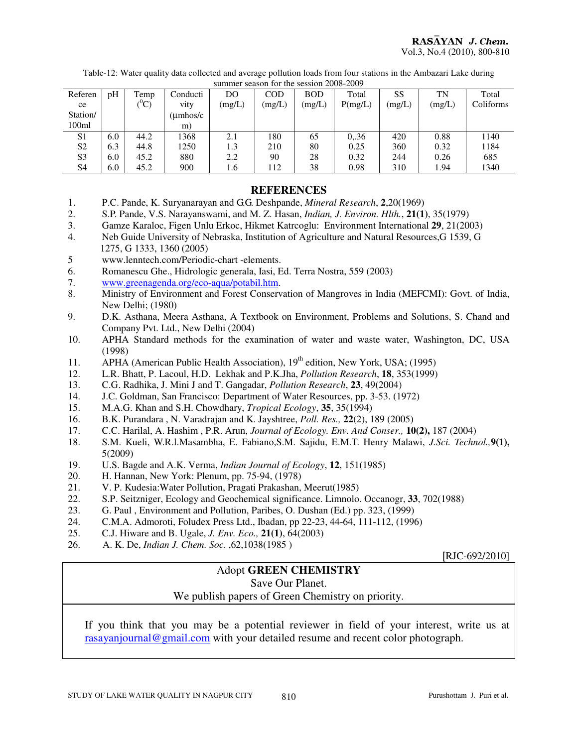Table-12: Water quality data collected and average pollution loads from four stations in the Ambazari Lake during summer season for the session 2008-2009

| Reference Station/ 100ml | pH | Temp ($^0$C) | Conductivity (µmhos/cm) | DO (mg/L) | COD (mg/L) | BOD (mg/L) | Total P(mg/L) | SS (mg/L) | TN (mg/L) | Total Coliforms |
|---|---|---|---|---|---|---|---|---|---|---|
| S1 | 6.0 | 44.2 | 1368 | 2.1 | 180 | 65 | 0,.36 | 420 | 0.88 | 1140 |
| S2 | 6.3 | 44.8 | 1250 | 1.3 | 210 | 80 | 0.25 | 360 | 0.32 | 1184 |
| S3 | 6.0 | 45.2 | 880 | 2.2 | 90 | 28 | 0.32 | 244 | 0.26 | 685 |
| S4 | 6.0 | 45.2 | 900 | 1.6 | 112 | 38 | 0.98 | 310 | 1.94 | 1340 |

## REFERENCES

1. P.C. Pande, K. Suryanarayan and G.G. Deshpande, *Mineral Research*, **2**,20(1969)
2. S.P. Pande, V.S. Narayanswami, and M. Z. Hasan, *Indian, J. Environ. Hlth.*, **21(1)**, 35(1979)
3. Gamze Karaloc, Figen Unlu Erkoc, Hikmet Katrcoglu: Environment International **29**, 21(2003)
4. Neb Guide University of Nebraska, Institution of Agriculture and Natural Resources,G 1539, G 1275, G 1333, 1360 (2005)
5. www.lenntech.com/Periodic-chart -elements.
6. Romanescu Ghe., Hidrologic generala, Iasi, Ed. Terra Nostra, 559 (2003)
7. www.greenagenda.org/eco-aqua/potabil.htm.
8. Ministry of Environment and Forest Conservation of Mangroves in India (MEFCMI): Govt. of India, New Delhi; (1980)
9. D.K. Asthana, Meera Asthana, A Textbook on Environment, Problems and Solutions, S. Chand and Company Pvt. Ltd., New Delhi (2004)
10. APHA Standard methods for the examination of water and waste water, Washington, DC, USA (1998)
11. APHA (American Public Health Association), 19th edition, New York, USA; (1995)
12. L.R. Bhatt, P. Lacoul, H.D. Lekhak and P.K.Jha, *Pollution Research*, **18**, 353(1999)
13. C.G. Radhika, J. Mini J and T. Gangadar, *Pollution Research*, **23**, 49(2004)
14. J.C. Goldman, San Francisco: Department of Water Resources, pp. 3-53. (1972)
15. M.A.G. Khan and S.H. Chowdhary, *Tropical Ecology*, **35**, 35(1994)
16. B.K. Purandara , N. Varadrajan and K. Jayshtree, *Poll. Res.,* **22**(2), 189 (2005)
17. C.C. Harilal, A. Hashim , P.R. Arun, *Journal of Ecology. Env. And Conser.,* **10(2),** 187 (2004)
18. S.M. Kueli, W.R.l.Masambha, E. Fabiano,S.M. Sajidu, E.M.T. Henry Malawi, *J.Sci. Technol.,***9(1),** 5(2009)
19. U.S. Bagde and A.K. Verma, *Indian Journal of Ecology*, **12**, 151(1985)
20. H. Hannan, New York: Plenum, pp. 75-94, (1978)
21. V. P. Kudesia:Water Pollution, Pragati Prakashan, Meerut(1985)
22. S.P. Seitzniger, Ecology and Geochemical significance. Limnolo. Occanogr, **33**, 702(1988)
23. G. Paul , Environment and Pollution, Paribes, O. Dushan (Ed.) pp. 323, (1999)
24. C.M.A. Admoroti, Foludex Press Ltd., Ibadan, pp 22-23, 44-64, 111-112, (1996)
25. C.J. Hiware and B. Ugale, *J. Env. Eco.,* **21(1)**, 64(2003)
26. A. K. De, *Indian J. Chem. Soc.* ,62,1038(1985 )

[RJC-692/2010]

Adopt **GREEN CHEMISTRY**
Save Our Planet.
We publish papers of Green Chemistry on priority.

If you think that you may be a potential reviewer in field of your interest, write us at rasayanjournal@gmail.com with your detailed resume and recent color photograph.